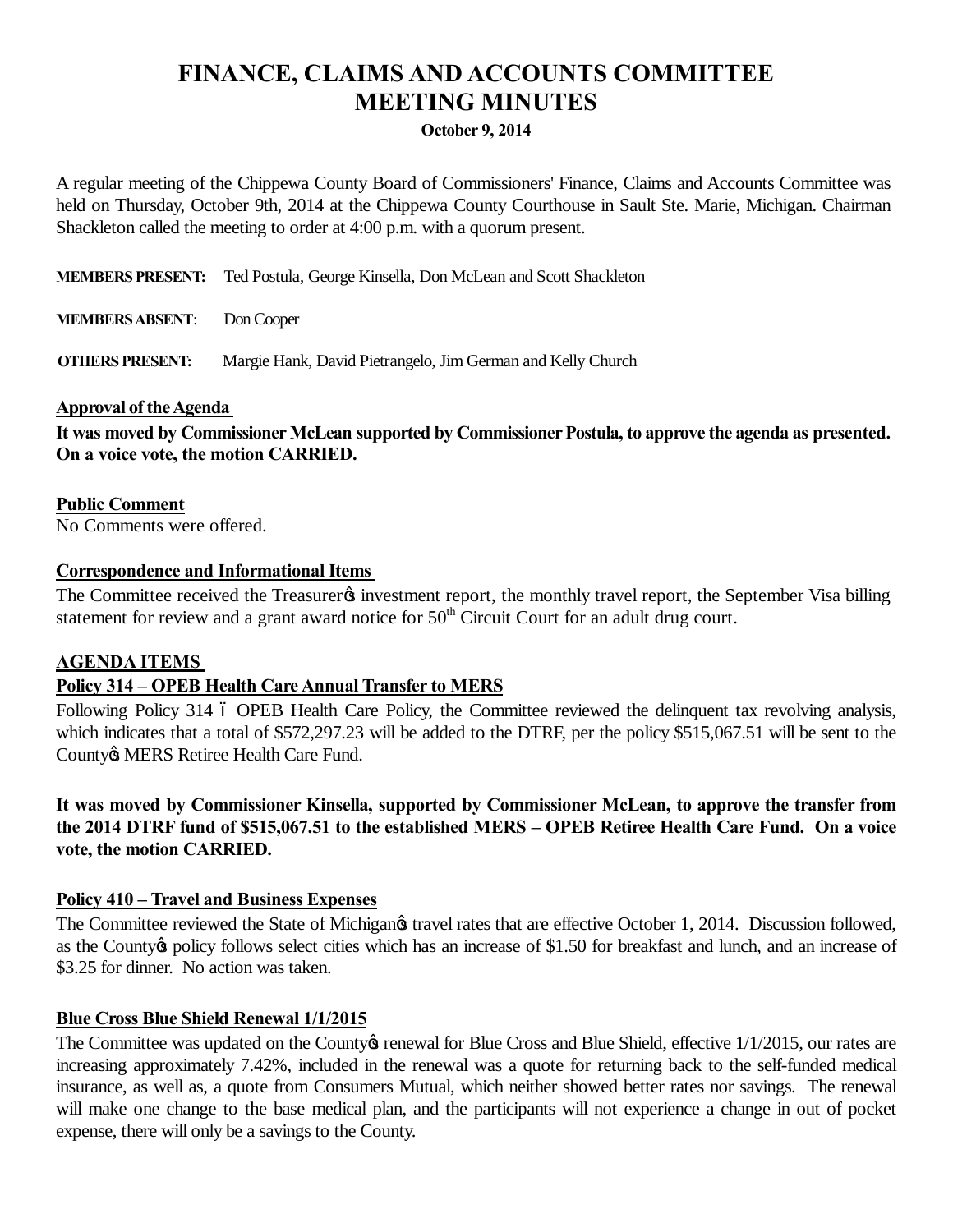# FINANCE, CLAIMS AND ACCOUNTS COMMITTEE
# MEETING MINUTES

**October 9, 2014**

A regular meeting of the Chippewa County Board of Commissioners' Finance, Claims and Accounts Committee was held on Thursday, October 9th, 2014 at the Chippewa County Courthouse in Sault Ste. Marie, Michigan. Chairman Shackleton called the meeting to order at 4:00 p.m. with a quorum present.

**MEMBERS PRESENT:** Ted Postula, George Kinsella, Don McLean and Scott Shackleton

**MEMBERS ABSENT:** Don Cooper

**OTHERS PRESENT:** Margie Hank, David Pietrangelo, Jim German and Kelly Church

### Approval of the Agenda

**It was moved by Commissioner McLean supported by Commissioner Postula, to approve the agenda as presented. On a voice vote, the motion CARRIED.**

### Public Comment

No Comments were offered.

### Correspondence and Informational Items

The Committee received the Treasurer's investment report, the monthly travel report, the September Visa billing statement for review and a grant award notice for 50th Circuit Court for an adult drug court.

## AGENDA ITEMS

### Policy 314 – OPEB Health Care Annual Transfer to MERS

Following Policy 314 – OPEB Health Care Policy, the Committee reviewed the delinquent tax revolving analysis, which indicates that a total of $572,297.23 will be added to the DTRF, per the policy $515,067.51 will be sent to the County's MERS Retiree Health Care Fund.

**It was moved by Commissioner Kinsella, supported by Commissioner McLean, to approve the transfer from the 2014 DTRF fund of $515,067.51 to the established MERS – OPEB Retiree Health Care Fund. On a voice vote, the motion CARRIED.**

### Policy 410 – Travel and Business Expenses

The Committee reviewed the State of Michigan's travel rates that are effective October 1, 2014. Discussion followed, as the County's policy follows select cities which has an increase of $1.50 for breakfast and lunch, and an increase of $3.25 for dinner. No action was taken.

### Blue Cross Blue Shield Renewal 1/1/2015

The Committee was updated on the County's renewal for Blue Cross and Blue Shield, effective 1/1/2015, our rates are increasing approximately 7.42%, included in the renewal was a quote for returning back to the self-funded medical insurance, as well as, a quote from Consumers Mutual, which neither showed better rates nor savings. The renewal will make one change to the base medical plan, and the participants will not experience a change in out of pocket expense, there will only be a savings to the County.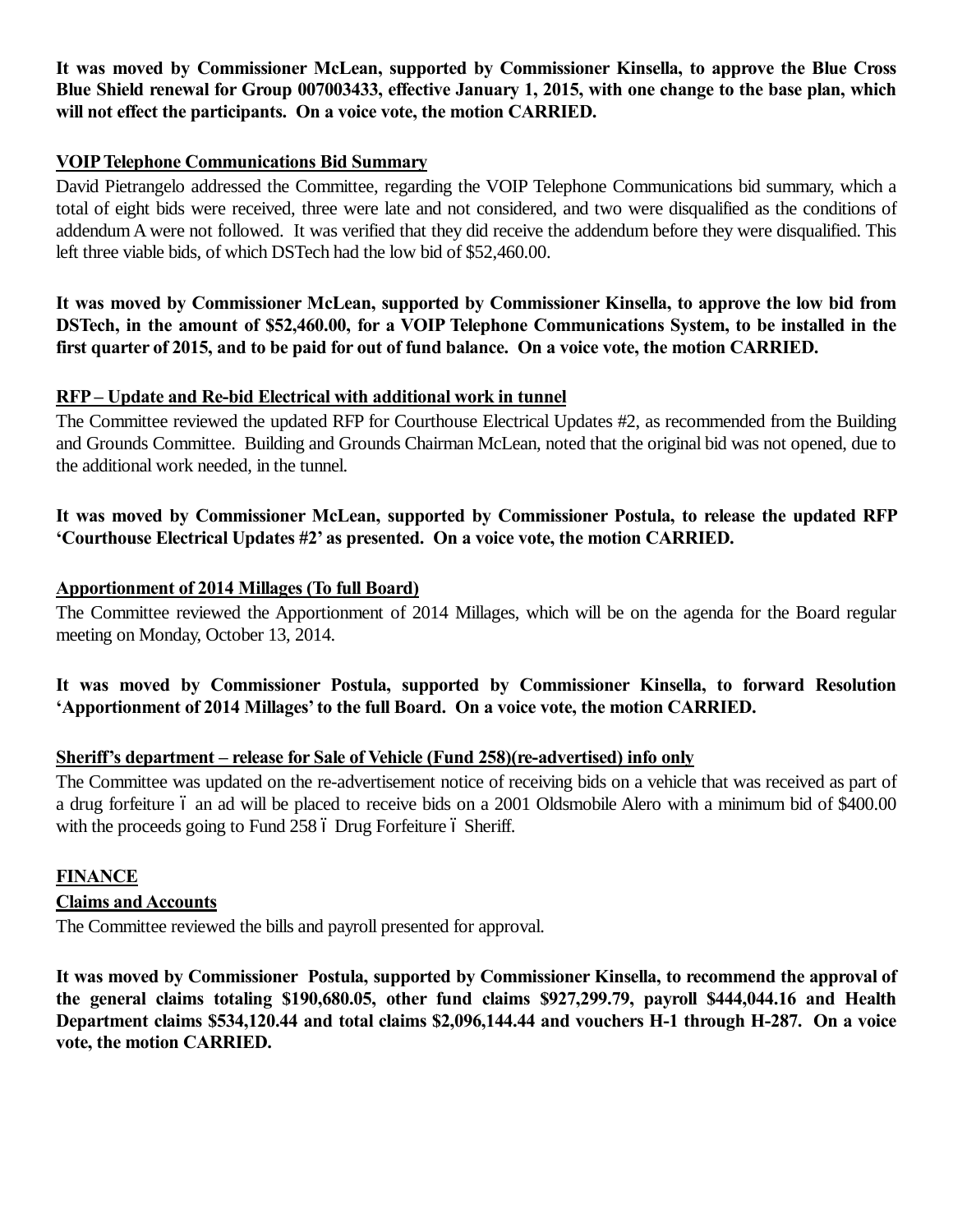**It was moved by Commissioner McLean, supported by Commissioner Kinsella, to approve the Blue Cross Blue Shield renewal for Group 007003433, effective January 1, 2015, with one change to the base plan, which will not effect the participants. On a voice vote, the motion CARRIED.**

**VOIP Telephone Communications Bid Summary**

David Pietrangelo addressed the Committee, regarding the VOIP Telephone Communications bid summary, which a total of eight bids were received, three were late and not considered, and two were disqualified as the conditions of addendum A were not followed. It was verified that they did receive the addendum before they were disqualified. This left three viable bids, of which DSTech had the low bid of $52,460.00.

**It was moved by Commissioner McLean, supported by Commissioner Kinsella, to approve the low bid from DSTech, in the amount of $52,460.00, for a VOIP Telephone Communications System, to be installed in the first quarter of 2015, and to be paid for out of fund balance. On a voice vote, the motion CARRIED.**

**RFP – Update and Re-bid Electrical with additional work in tunnel**

The Committee reviewed the updated RFP for Courthouse Electrical Updates #2, as recommended from the Building and Grounds Committee. Building and Grounds Chairman McLean, noted that the original bid was not opened, due to the additional work needed, in the tunnel.

**It was moved by Commissioner McLean, supported by Commissioner Postula, to release the updated RFP 'Courthouse Electrical Updates #2' as presented. On a voice vote, the motion CARRIED.**

**Apportionment of 2014 Millages (To full Board)**

The Committee reviewed the Apportionment of 2014 Millages, which will be on the agenda for the Board regular meeting on Monday, October 13, 2014.

**It was moved by Commissioner Postula, supported by Commissioner Kinsella, to forward Resolution 'Apportionment of 2014 Millages' to the full Board. On a voice vote, the motion CARRIED.**

**Sheriff's department – release for Sale of Vehicle (Fund 258)(re-advertised) info only**

The Committee was updated on the re-advertisement notice of receiving bids on a vehicle that was received as part of a drug forfeiture – an ad will be placed to receive bids on a 2001 Oldsmobile Alero with a minimum bid of $400.00 with the proceeds going to Fund 258 – Drug Forfeiture – Sheriff.

**FINANCE**

**Claims and Accounts**

The Committee reviewed the bills and payroll presented for approval.

**It was moved by Commissioner Postula, supported by Commissioner Kinsella, to recommend the approval of the general claims totaling $190,680.05, other fund claims $927,299.79, payroll $444,044.16 and Health Department claims $534,120.44 and total claims $2,096,144.44 and vouchers H-1 through H-287. On a voice vote, the motion CARRIED.**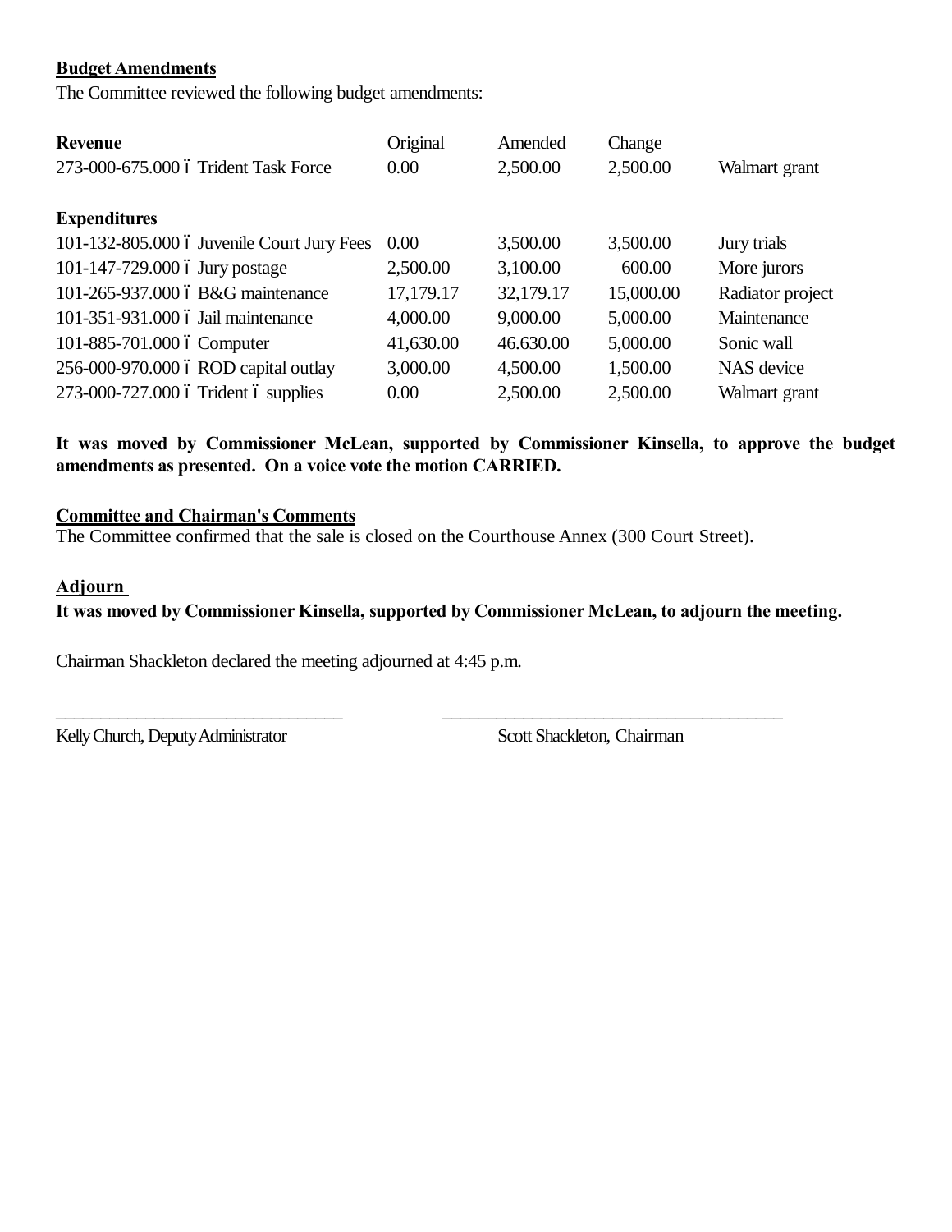**Budget Amendments**

The Committee reviewed the following budget amendments:

| | Original | Amended | Change | |
|---|---|---|---|---|
| **Revenue** | | | | |
| 273-000-675.000 ó Trident Task Force | 0.00 | 2,500.00 | 2,500.00 | Walmart grant |
| **Expenditures** | | | | |
| 101-132-805.000 ó Juvenile Court Jury Fees | 0.00 | 3,500.00 | 3,500.00 | Jury trials |
| 101-147-729.000 ó Jury postage | 2,500.00 | 3,100.00 | 600.00 | More jurors |
| 101-265-937.000 ó B&G maintenance | 17,179.17 | 32,179.17 | 15,000.00 | Radiator project |
| 101-351-931.000 ó Jail maintenance | 4,000.00 | 9,000.00 | 5,000.00 | Maintenance |
| 101-885-701.000 ó Computer | 41,630.00 | 46.630.00 | 5,000.00 | Sonic wall |
| 256-000-970.000 ó ROD capital outlay | 3,000.00 | 4,500.00 | 1,500.00 | NAS device |
| 273-000-727.000 ó Trident ó supplies | 0.00 | 2,500.00 | 2,500.00 | Walmart grant |

**It was moved by Commissioner McLean, supported by Commissioner Kinsella, to approve the budget amendments as presented. On a voice vote the motion CARRIED.**

**Committee and Chairman's Comments**

The Committee confirmed that the sale is closed on the Courthouse Annex (300 Court Street).

**Adjourn**

**It was moved by Commissioner Kinsella, supported by Commissioner McLean, to adjourn the meeting.**

Chairman Shackleton declared the meeting adjourned at 4:45 p.m.

\_\_\_\_\_\_\_\_\_\_\_\_\_\_\_\_\_\_\_\_\_\_\_\_\_\_\_\_\_\_\_\_ \_\_\_\_\_\_\_\_\_\_\_\_\_\_\_\_\_\_\_\_\_\_\_\_\_\_\_\_\_\_\_\_\_\_\_\_\_\_

Kelly Church, Deputy Administrator Scott Shackleton, Chairman